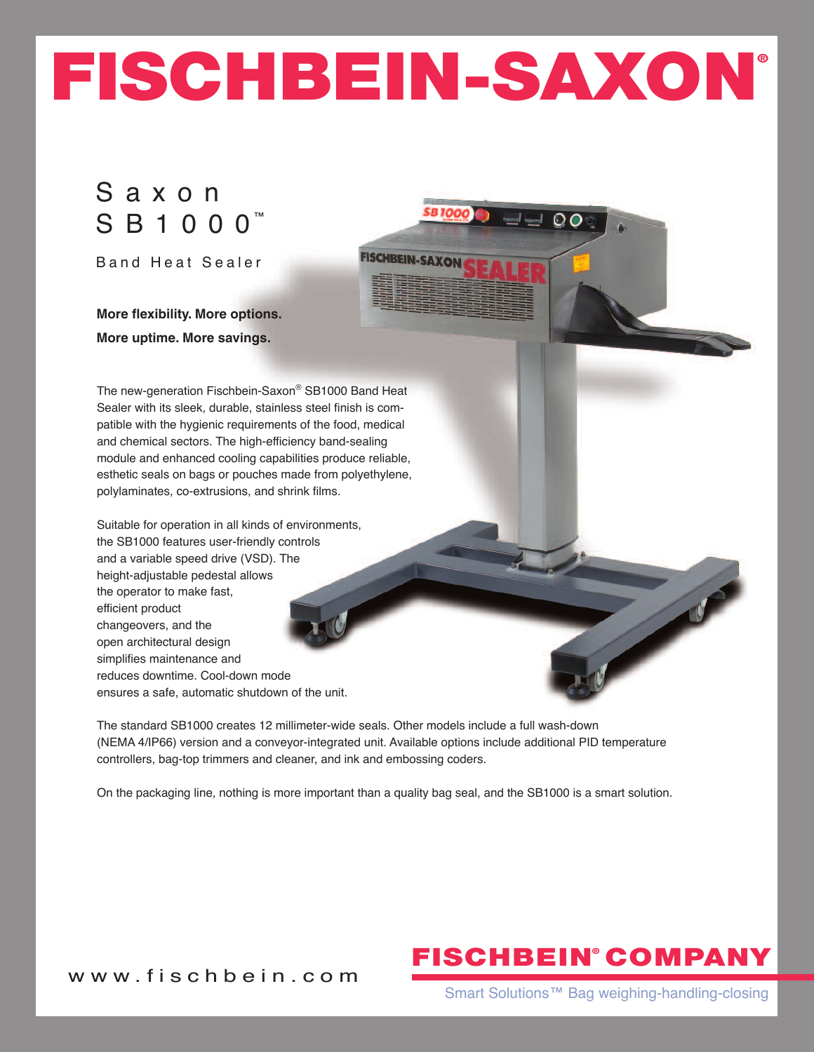# FISCHBEIN-SAXON®

## Saxon SB1000™

Band Heat Sealer

**More flexibility. More options.**

**More uptime. More savings.**

The new-generation Fischbein-Saxon® SB1000 Band Heat Sealer with its sleek, durable, stainless steel finish is compatible with the hygienic requirements of the food, medical and chemical sectors. The high-efficiency band-sealing module and enhanced cooling capabilities produce reliable, esthetic seals on bags or pouches made from polyethylene, polylaminates, co-extrusions, and shrink films.

Suitable for operation in all kinds of environments, the SB1000 features user-friendly controls and a variable speed drive (VSD). The height-adjustable pedestal allows the operator to make fast, efficient product changeovers, and the open architectural design simplifies maintenance and reduces downtime. Cool-down mode ensures a safe, automatic shutdown of the unit.

The standard SB1000 creates 12 millimeter-wide seals. Other models include a full wash-down (NEMA 4/IP66) version and a conveyor-integrated unit. Available options include additional PID temperature controllers, bag-top trimmers and cleaner, and ink and embossing coders.

On the packaging line, nothing is more important than a quality bag seal, and the SB1000 is a smart solution.

www.fischbein.com

**FISCHBEIN® COMPANY**

Smart Solutions™ Bag weighing-handling-closing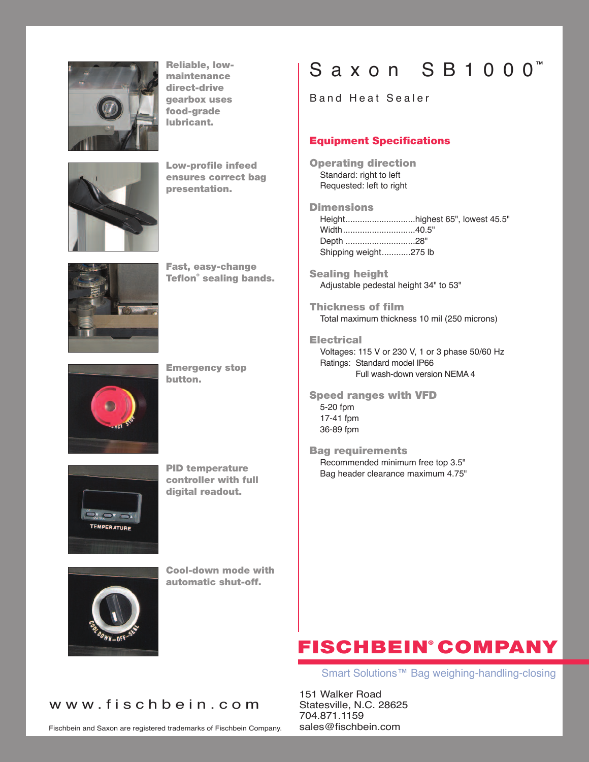Reliable, low-maintenance direct-drive gearbox uses food-grade lubricant.

Low-profile infeed ensures correct bag presentation.

Fast, easy-change Teflon® sealing bands.

Emergency stop button.

PID temperature controller with full digital readout.

Cool-down mode with automatic shut-off.

# Saxon SB1000™

Band Heat Sealer

## Equipment Specifications

### Operating direction

Standard: right to left
Requested: left to right

### Dimensions

Height............................highest 65", lowest 45.5"
Width.............................40.5"
Depth ............................28"
Shipping weight............275 lb

### Sealing height

Adjustable pedestal height 34" to 53"

### Thickness of film

Total maximum thickness 10 mil (250 microns)

### Electrical

Voltages: 115 V or 230 V, 1 or 3 phase 50/60 Hz
Ratings: Standard model IP66
Full wash-down version NEMA 4

### Speed ranges with VFD

5-20 fpm
17-41 fpm
36-89 fpm

### Bag requirements

Recommended minimum free top 3.5"
Bag header clearance maximum 4.75"

**FISCHBEIN® COMPANY**

Smart Solutions™ Bag weighing-handling-closing

www.fischbein.com

151 Walker Road
Statesville, N.C. 28625
704.871.1159
sales@fischbein.com

Fischbein and Saxon are registered trademarks of Fischbein Company.